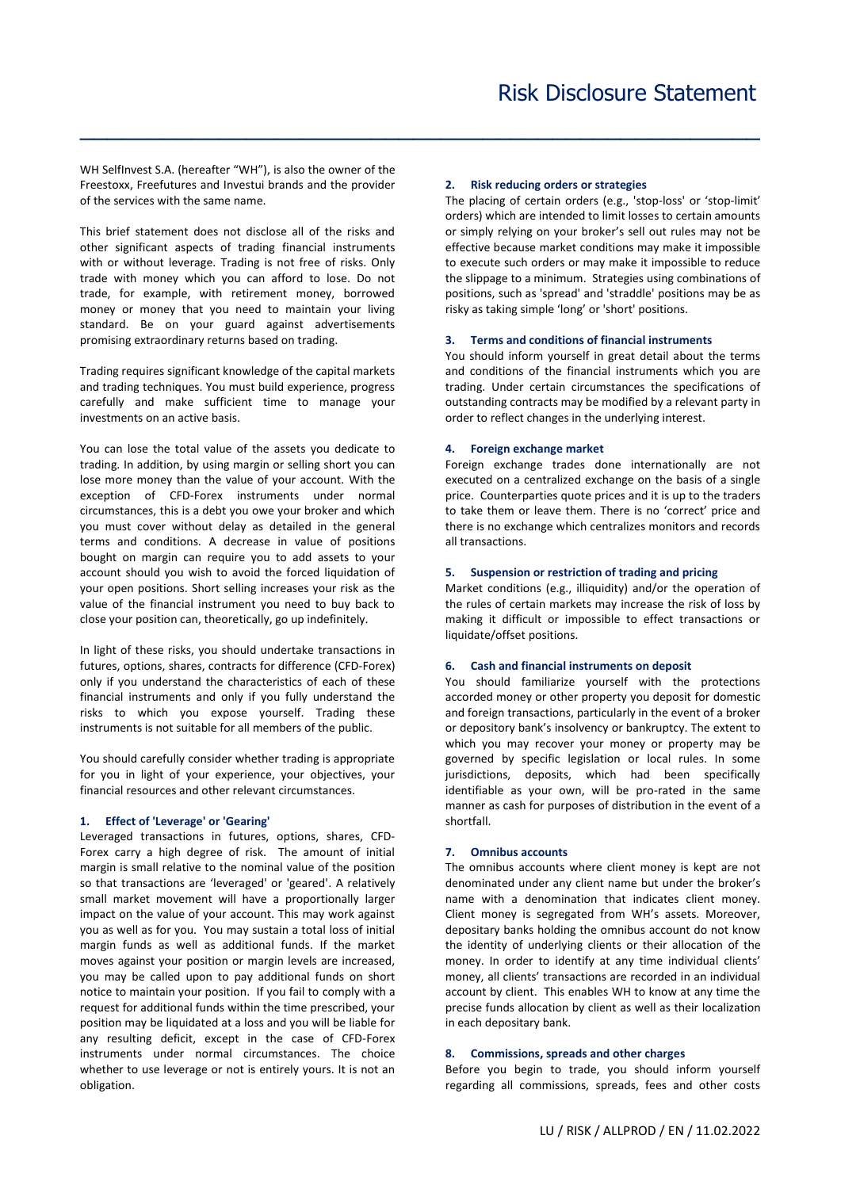# Risk Disclosure Statement

WH SelfInvest S.A. (hereafter "WH"), is also the owner of the Freestoxx, Freefutures and Investui brands and the provider of the services with the same name.

This brief statement does not disclose all of the risks and other significant aspects of trading financial instruments with or without leverage. Trading is not free of risks. Only trade with money which you can afford to lose. Do not trade, for example, with retirement money, borrowed money or money that you need to maintain your living standard. Be on your guard against advertisements promising extraordinary returns based on trading.

Trading requires significant knowledge of the capital markets and trading techniques. You must build experience, progress carefully and make sufficient time to manage your investments on an active basis.

You can lose the total value of the assets you dedicate to trading. In addition, by using margin or selling short you can lose more money than the value of your account. With the exception of CFD-Forex instruments under normal circumstances, this is a debt you owe your broker and which you must cover without delay as detailed in the general terms and conditions. A decrease in value of positions bought on margin can require you to add assets to your account should you wish to avoid the forced liquidation of your open positions. Short selling increases your risk as the value of the financial instrument you need to buy back to close your position can, theoretically, go up indefinitely.

In light of these risks, you should undertake transactions in futures, options, shares, contracts for difference (CFD-Forex) only if you understand the characteristics of each of these financial instruments and only if you fully understand the risks to which you expose yourself. Trading these instruments is not suitable for all members of the public.

You should carefully consider whether trading is appropriate for you in light of your experience, your objectives, your financial resources and other relevant circumstances.

### 1. Effect of 'Leverage' or 'Gearing'

Leveraged transactions in futures, options, shares, CFD-Forex carry a high degree of risk. The amount of initial margin is small relative to the nominal value of the position so that transactions are 'leveraged' or 'geared'. A relatively small market movement will have a proportionally larger impact on the value of your account. This may work against you as well as for you. You may sustain a total loss of initial margin funds as well as additional funds. If the market moves against your position or margin levels are increased, you may be called upon to pay additional funds on short notice to maintain your position. If you fail to comply with a request for additional funds within the time prescribed, your position may be liquidated at a loss and you will be liable for any resulting deficit, except in the case of CFD-Forex instruments under normal circumstances. The choice whether to use leverage or not is entirely yours. It is not an obligation.

### 2. Risk reducing orders or strategies

The placing of certain orders (e.g., 'stop-loss' or 'stop-limit' orders) which are intended to limit losses to certain amounts or simply relying on your broker's sell out rules may not be effective because market conditions may make it impossible to execute such orders or may make it impossible to reduce the slippage to a minimum. Strategies using combinations of positions, such as 'spread' and 'straddle' positions may be as risky as taking simple 'long' or 'short' positions.

### 3. Terms and conditions of financial instruments

You should inform yourself in great detail about the terms and conditions of the financial instruments which you are trading. Under certain circumstances the specifications of outstanding contracts may be modified by a relevant party in order to reflect changes in the underlying interest.

### 4. Foreign exchange market

Foreign exchange trades done internationally are not executed on a centralized exchange on the basis of a single price. Counterparties quote prices and it is up to the traders to take them or leave them. There is no 'correct' price and there is no exchange which centralizes monitors and records all transactions.

### 5. Suspension or restriction of trading and pricing

Market conditions (e.g., illiquidity) and/or the operation of the rules of certain markets may increase the risk of loss by making it difficult or impossible to effect transactions or liquidate/offset positions.

### 6. Cash and financial instruments on deposit

You should familiarize yourself with the protections accorded money or other property you deposit for domestic and foreign transactions, particularly in the event of a broker or depository bank's insolvency or bankruptcy. The extent to which you may recover your money or property may be governed by specific legislation or local rules. In some jurisdictions, deposits, which had been specifically identifiable as your own, will be pro-rated in the same manner as cash for purposes of distribution in the event of a shortfall.

### 7. Omnibus accounts

The omnibus accounts where client money is kept are not denominated under any client name but under the broker's name with a denomination that indicates client money. Client money is segregated from WH's assets. Moreover, depositary banks holding the omnibus account do not know the identity of underlying clients or their allocation of the money. In order to identify at any time individual clients' money, all clients' transactions are recorded in an individual account by client. This enables WH to know at any time the precise funds allocation by client as well as their localization in each depositary bank.

### 8. Commissions, spreads and other charges

Before you begin to trade, you should inform yourself regarding all commissions, spreads, fees and other costs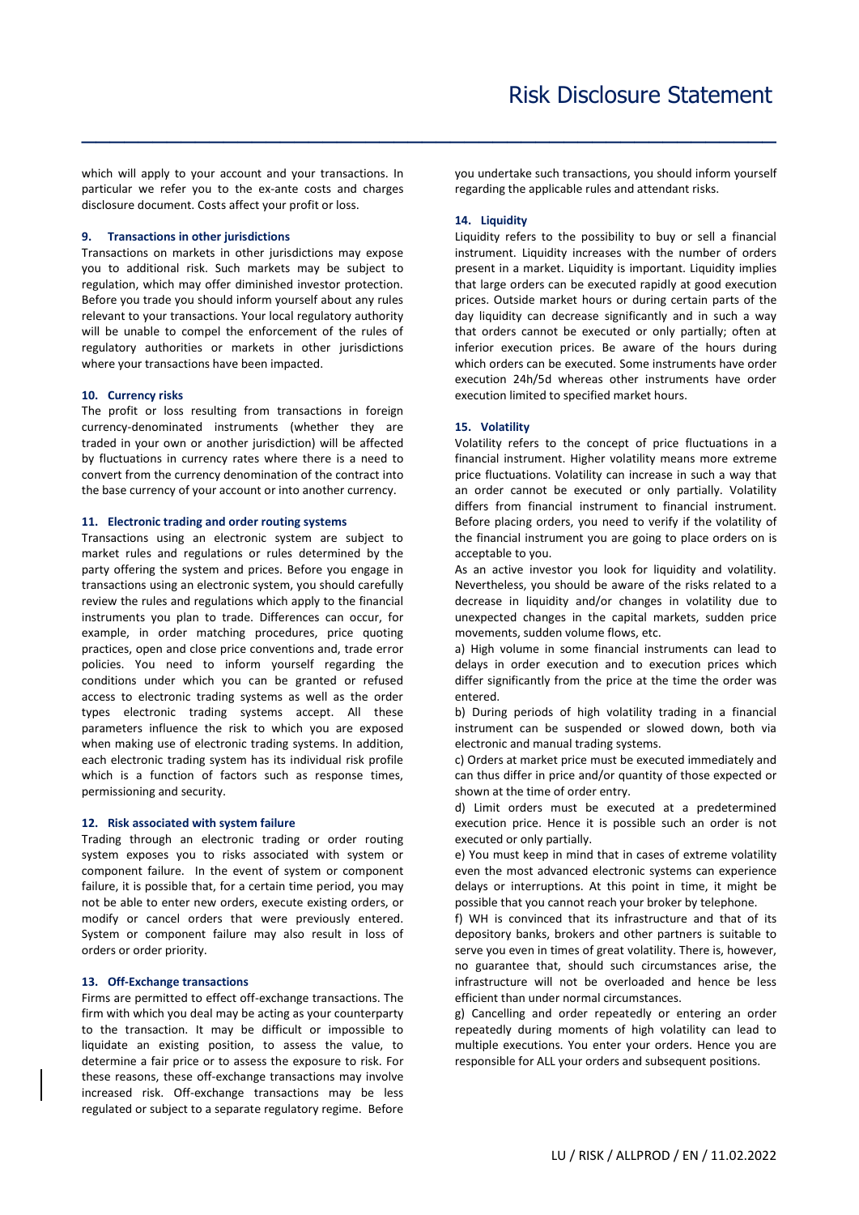which will apply to your account and your transactions. In particular we refer you to the ex-ante costs and charges disclosure document. Costs affect your profit or loss.

### 9. Transactions in other jurisdictions

Transactions on markets in other jurisdictions may expose you to additional risk. Such markets may be subject to regulation, which may offer diminished investor protection. Before you trade you should inform yourself about any rules relevant to your transactions. Your local regulatory authority will be unable to compel the enforcement of the rules of regulatory authorities or markets in other jurisdictions where your transactions have been impacted.

### 10. Currency risks

The profit or loss resulting from transactions in foreign currency-denominated instruments (whether they are traded in your own or another jurisdiction) will be affected by fluctuations in currency rates where there is a need to convert from the currency denomination of the contract into the base currency of your account or into another currency.

### 11. Electronic trading and order routing systems

Transactions using an electronic system are subject to market rules and regulations or rules determined by the party offering the system and prices. Before you engage in transactions using an electronic system, you should carefully review the rules and regulations which apply to the financial instruments you plan to trade. Differences can occur, for example, in order matching procedures, price quoting practices, open and close price conventions and, trade error policies. You need to inform yourself regarding the conditions under which you can be granted or refused access to electronic trading systems as well as the order types electronic trading systems accept. All these parameters influence the risk to which you are exposed when making use of electronic trading systems. In addition, each electronic trading system has its individual risk profile which is a function of factors such as response times, permissioning and security.

### 12. Risk associated with system failure

Trading through an electronic trading or order routing system exposes you to risks associated with system or component failure. In the event of system or component failure, it is possible that, for a certain time period, you may not be able to enter new orders, execute existing orders, or modify or cancel orders that were previously entered. System or component failure may also result in loss of orders or order priority.

### 13. Off-Exchange transactions

Firms are permitted to effect off-exchange transactions. The firm with which you deal may be acting as your counterparty to the transaction. It may be difficult or impossible to liquidate an existing position, to assess the value, to determine a fair price or to assess the exposure to risk. For these reasons, these off-exchange transactions may involve increased risk. Off-exchange transactions may be less regulated or subject to a separate regulatory regime. Before you undertake such transactions, you should inform yourself regarding the applicable rules and attendant risks.

### 14. Liquidity

Liquidity refers to the possibility to buy or sell a financial instrument. Liquidity increases with the number of orders present in a market. Liquidity is important. Liquidity implies that large orders can be executed rapidly at good execution prices. Outside market hours or during certain parts of the day liquidity can decrease significantly and in such a way that orders cannot be executed or only partially; often at inferior execution prices. Be aware of the hours during which orders can be executed. Some instruments have order execution 24h/5d whereas other instruments have order execution limited to specified market hours.

### 15. Volatility

Volatility refers to the concept of price fluctuations in a financial instrument. Higher volatility means more extreme price fluctuations. Volatility can increase in such a way that an order cannot be executed or only partially. Volatility differs from financial instrument to financial instrument. Before placing orders, you need to verify if the volatility of the financial instrument you are going to place orders on is acceptable to you.

As an active investor you look for liquidity and volatility. Nevertheless, you should be aware of the risks related to a decrease in liquidity and/or changes in volatility due to unexpected changes in the capital markets, sudden price movements, sudden volume flows, etc.

a) High volume in some financial instruments can lead to delays in order execution and to execution prices which differ significantly from the price at the time the order was entered.

b) During periods of high volatility trading in a financial instrument can be suspended or slowed down, both via electronic and manual trading systems.

c) Orders at market price must be executed immediately and can thus differ in price and/or quantity of those expected or shown at the time of order entry.

d) Limit orders must be executed at a predetermined execution price. Hence it is possible such an order is not executed or only partially.

e) You must keep in mind that in cases of extreme volatility even the most advanced electronic systems can experience delays or interruptions. At this point in time, it might be possible that you cannot reach your broker by telephone.

f) WH is convinced that its infrastructure and that of its depository banks, brokers and other partners is suitable to serve you even in times of great volatility. There is, however, no guarantee that, should such circumstances arise, the infrastructure will not be overloaded and hence be less efficient than under normal circumstances.

g) Cancelling and order repeatedly or entering an order repeatedly during moments of high volatility can lead to multiple executions. You enter your orders. Hence you are responsible for ALL your orders and subsequent positions.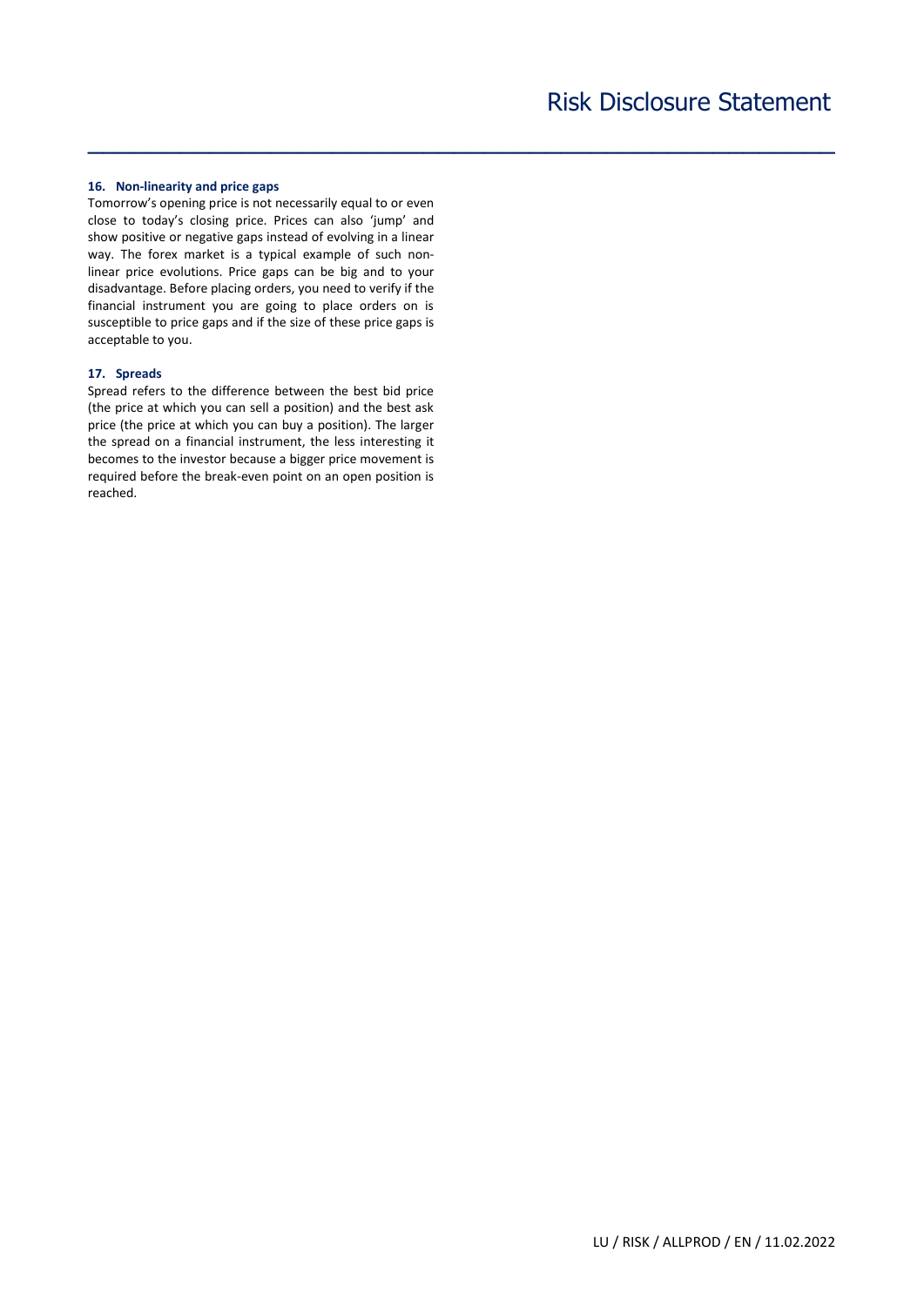#### 16. Non-linearity and price gaps

Tomorrow's opening price is not necessarily equal to or even close to today's closing price. Prices can also 'jump' and show positive or negative gaps instead of evolving in a linear way. The forex market is a typical example of such non-linear price evolutions. Price gaps can be big and to your disadvantage. Before placing orders, you need to verify if the financial instrument you are going to place orders on is susceptible to price gaps and if the size of these price gaps is acceptable to you.

#### 17. Spreads

Spread refers to the difference between the best bid price (the price at which you can sell a position) and the best ask price (the price at which you can buy a position). The larger the spread on a financial instrument, the less interesting it becomes to the investor because a bigger price movement is required before the break-even point on an open position is reached.